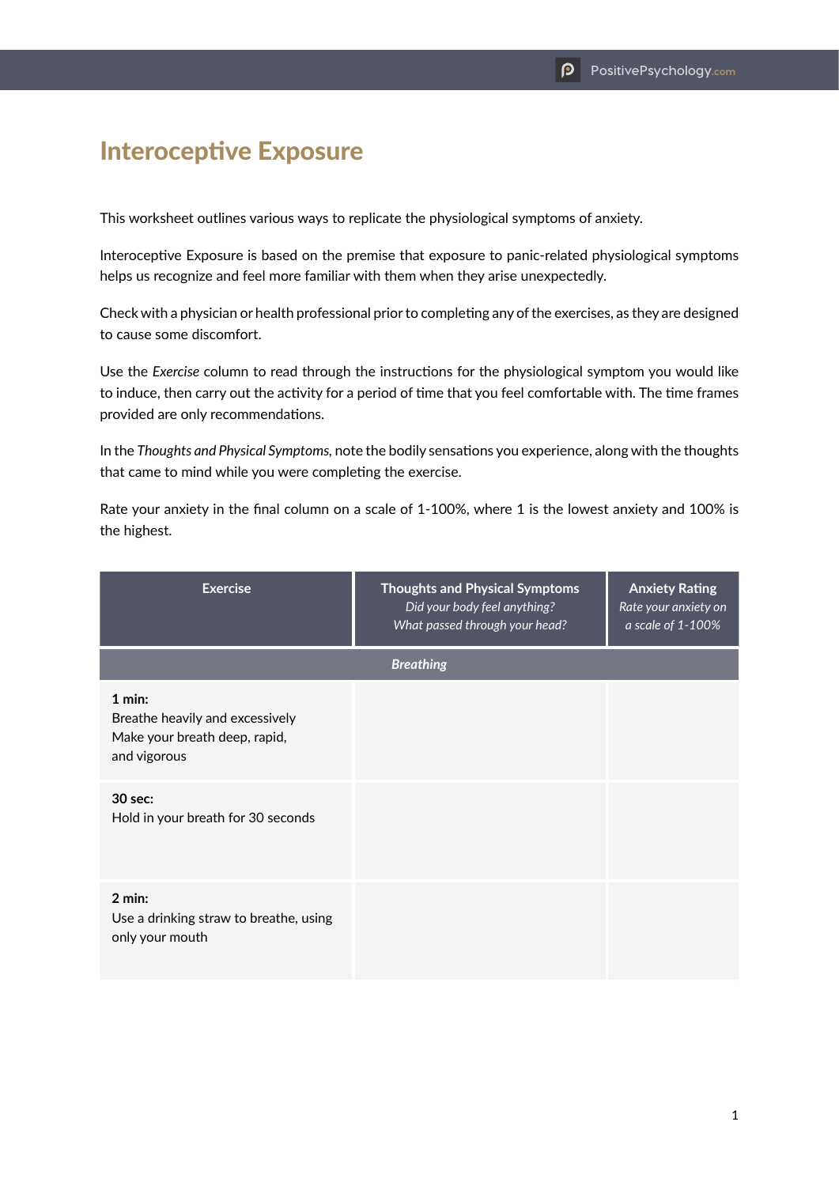# Interoceptive Exposure

This worksheet outlines various ways to replicate the physiological symptoms of anxiety.

Interoceptive Exposure is based on the premise that exposure to panic-related physiological symptoms helps us recognize and feel more familiar with them when they arise unexpectedly.

Check with a physician or health professional prior to completing any of the exercises, as they are designed to cause some discomfort.

Use the *Exercise* column to read through the instructions for the physiological symptom you would like to induce, then carry out the activity for a period of time that you feel comfortable with. The time frames provided are only recommendations.

In the *Thoughts and Physical Symptoms*, note the bodily sensations you experience, along with the thoughts that came to mind while you were completing the exercise.

Rate your anxiety in the final column on a scale of 1-100%, where 1 is the lowest anxiety and 100% is the highest.

| Exercise | Thoughts and Physical Symptoms *Did your body feel anything? What passed through your head?* | Anxiety Rating *Rate your anxiety on a scale of 1-100%* |
|---|---|---|
| ***Breathing*** | | |
| **1 min:** Breathe heavily and excessively Make your breath deep, rapid, and vigorous | | |
| **30 sec:** Hold in your breath for 30 seconds | | |
| **2 min:** Use a drinking straw to breathe, using only your mouth | | |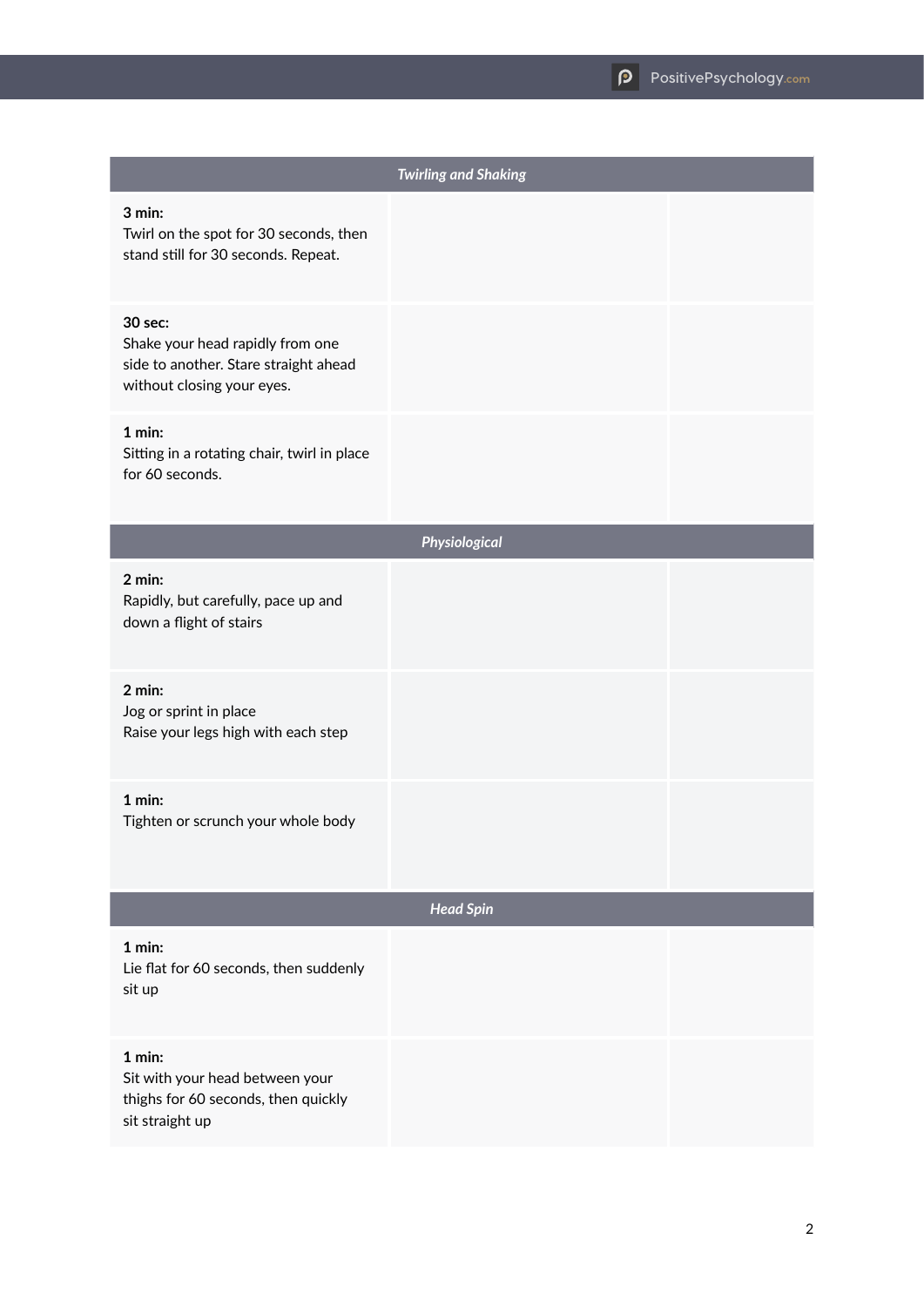| | | |
|---|---|---|
| ***Twirling and Shaking*** | | |
| **3 min:**<br>Twirl on the spot for 30 seconds, then stand still for 30 seconds. Repeat. | | |
| **30 sec:**<br>Shake your head rapidly from one side to another. Stare straight ahead without closing your eyes. | | |
| **1 min:**<br>Sitting in a rotating chair, twirl in place for 60 seconds. | | |
| ***Physiological*** | | |
| **2 min:**<br>Rapidly, but carefully, pace up and down a flight of stairs | | |
| **2 min:**<br>Jog or sprint in place<br>Raise your legs high with each step | | |
| **1 min:**<br>Tighten or scrunch your whole body | | |
| ***Head Spin*** | | |
| **1 min:**<br>Lie flat for 60 seconds, then suddenly sit up | | |
| **1 min:**<br>Sit with your head between your thighs for 60 seconds, then quickly sit straight up | | |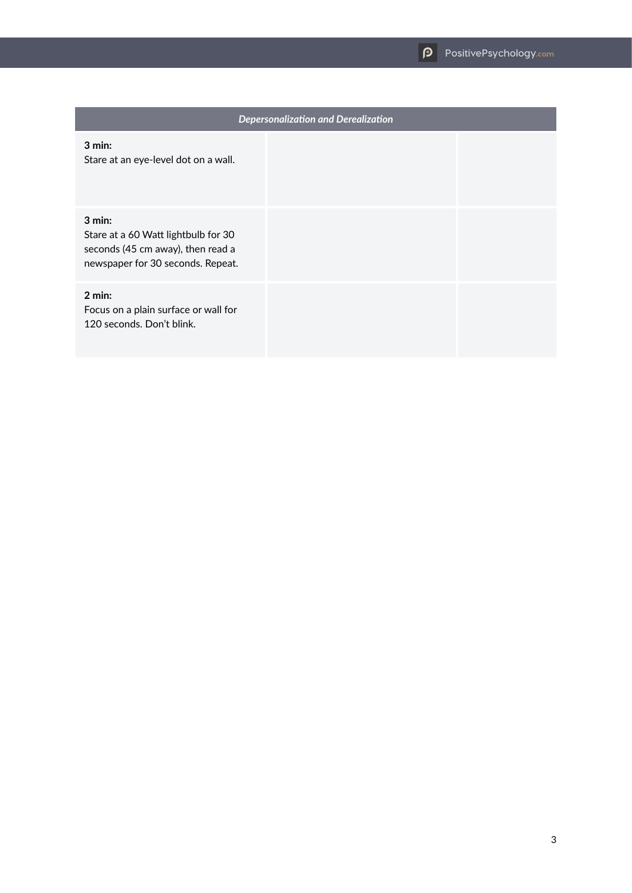| *Depersonalization and Derealization* | | |
|---|---|---|
| **3 min:** Stare at an eye-level dot on a wall. | | |
| **3 min:** Stare at a 60 Watt lightbulb for 30 seconds (45 cm away), then read a newspaper for 30 seconds. Repeat. | | |
| **2 min:** Focus on a plain surface or wall for 120 seconds. Don't blink. | | |